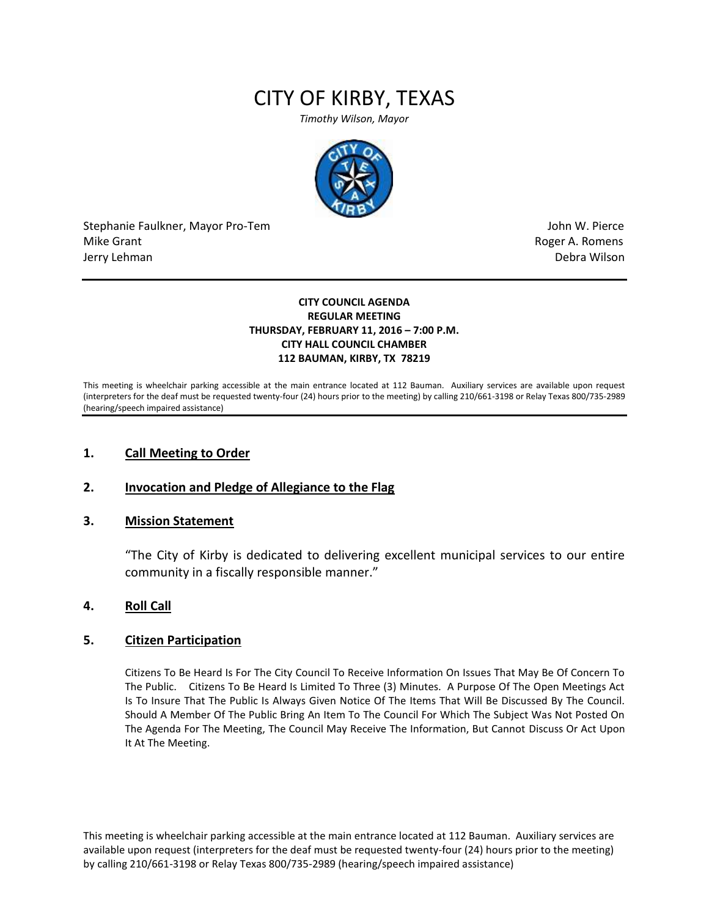# CITY OF KIRBY, TEXAS

*Timothy Wilson, Mayor*

Stephanie Faulkner, Mayor Pro-Tem
Mike Grant
Jerry Lehman

John W. Pierce
Roger A. Romens
Debra Wilson

---

**CITY COUNCIL AGENDA**
**REGULAR MEETING**
**THURSDAY, FEBRUARY 11, 2016 – 7:00 P.M.**
**CITY HALL COUNCIL CHAMBER**
**112 BAUMAN, KIRBY, TX 78219**

This meeting is wheelchair parking accessible at the main entrance located at 112 Bauman. Auxiliary services are available upon request (interpreters for the deaf must be requested twenty-four (24) hours prior to the meeting) by calling 210/661-3198 or Relay Texas 800/735-2989 (hearing/speech impaired assistance)

---

**1. Call Meeting to Order**

**2. Invocation and Pledge of Allegiance to the Flag**

**3. Mission Statement**

"The City of Kirby is dedicated to delivering excellent municipal services to our entire community in a fiscally responsible manner."

**4. Roll Call**

**5. Citizen Participation**

Citizens To Be Heard Is For The City Council To Receive Information On Issues That May Be Of Concern To The Public. Citizens To Be Heard Is Limited To Three (3) Minutes. A Purpose Of The Open Meetings Act Is To Insure That The Public Is Always Given Notice Of The Items That Will Be Discussed By The Council. Should A Member Of The Public Bring An Item To The Council For Which The Subject Was Not Posted On The Agenda For The Meeting, The Council May Receive The Information, But Cannot Discuss Or Act Upon It At The Meeting.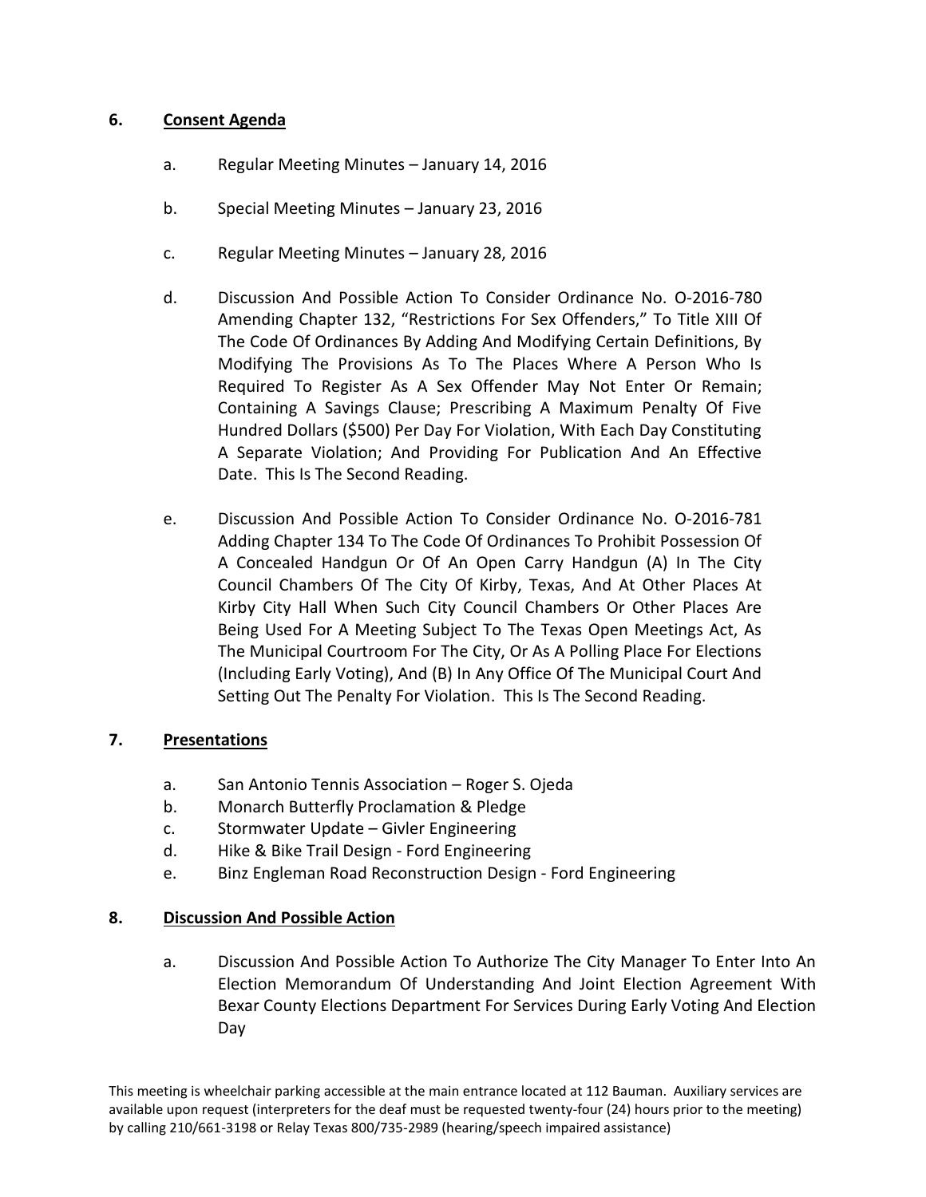## 6. Consent Agenda

a. Regular Meeting Minutes – January 14, 2016

b. Special Meeting Minutes – January 23, 2016

c. Regular Meeting Minutes – January 28, 2016

d. Discussion And Possible Action To Consider Ordinance No. O-2016-780 Amending Chapter 132, "Restrictions For Sex Offenders," To Title XIII Of The Code Of Ordinances By Adding And Modifying Certain Definitions, By Modifying The Provisions As To The Places Where A Person Who Is Required To Register As A Sex Offender May Not Enter Or Remain; Containing A Savings Clause; Prescribing A Maximum Penalty Of Five Hundred Dollars ($500) Per Day For Violation, With Each Day Constituting A Separate Violation; And Providing For Publication And An Effective Date. This Is The Second Reading.

e. Discussion And Possible Action To Consider Ordinance No. O-2016-781 Adding Chapter 134 To The Code Of Ordinances To Prohibit Possession Of A Concealed Handgun Or Of An Open Carry Handgun (A) In The City Council Chambers Of The City Of Kirby, Texas, And At Other Places At Kirby City Hall When Such City Council Chambers Or Other Places Are Being Used For A Meeting Subject To The Texas Open Meetings Act, As The Municipal Courtroom For The City, Or As A Polling Place For Elections (Including Early Voting), And (B) In Any Office Of The Municipal Court And Setting Out The Penalty For Violation. This Is The Second Reading.

## 7. Presentations

a. San Antonio Tennis Association – Roger S. Ojeda
b. Monarch Butterfly Proclamation & Pledge
c. Stormwater Update – Givler Engineering
d. Hike & Bike Trail Design - Ford Engineering
e. Binz Engleman Road Reconstruction Design - Ford Engineering

## 8. Discussion And Possible Action

a. Discussion And Possible Action To Authorize The City Manager To Enter Into An Election Memorandum Of Understanding And Joint Election Agreement With Bexar County Elections Department For Services During Early Voting And Election Day

This meeting is wheelchair parking accessible at the main entrance located at 112 Bauman. Auxiliary services are available upon request (interpreters for the deaf must be requested twenty-four (24) hours prior to the meeting) by calling 210/661-3198 or Relay Texas 800/735-2989 (hearing/speech impaired assistance)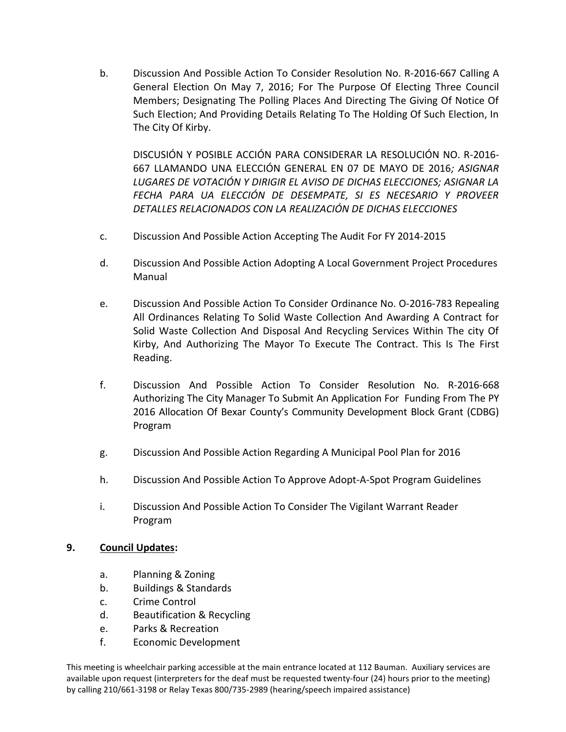b. Discussion And Possible Action To Consider Resolution No. R-2016-667 Calling A General Election On May 7, 2016; For The Purpose Of Electing Three Council Members; Designating The Polling Places And Directing The Giving Of Notice Of Such Election; And Providing Details Relating To The Holding Of Such Election, In The City Of Kirby.

   DISCUSIÓN Y POSIBLE ACCIÓN PARA CONSIDERAR LA RESOLUCIÓN NO. R-2016-667 LLAMANDO UNA ELECCIÓN GENERAL EN 07 DE MAYO DE 2016*; ASIGNAR LUGARES DE VOTACIÓN Y DIRIGIR EL AVISO DE DICHAS ELECCIONES; ASIGNAR LA FECHA PARA UA ELECCIÓN DE DESEMPATE, SI ES NECESARIO Y PROVEER DETALLES RELACIONADOS CON LA REALIZACIÓN DE DICHAS ELECCIONES*

c. Discussion And Possible Action Accepting The Audit For FY 2014-2015

d. Discussion And Possible Action Adopting A Local Government Project Procedures Manual

e. Discussion And Possible Action To Consider Ordinance No. O-2016-783 Repealing All Ordinances Relating To Solid Waste Collection And Awarding A Contract for Solid Waste Collection And Disposal And Recycling Services Within The city Of Kirby, And Authorizing The Mayor To Execute The Contract. This Is The First Reading.

f. Discussion And Possible Action To Consider Resolution No. R-2016-668 Authorizing The City Manager To Submit An Application For Funding From The PY 2016 Allocation Of Bexar County's Community Development Block Grant (CDBG) Program

g. Discussion And Possible Action Regarding A Municipal Pool Plan for 2016

h. Discussion And Possible Action To Approve Adopt-A-Spot Program Guidelines

i. Discussion And Possible Action To Consider The Vigilant Warrant Reader Program

**9. Council Updates:**

a. Planning & Zoning
b. Buildings & Standards
c. Crime Control
d. Beautification & Recycling
e. Parks & Recreation
f. Economic Development

This meeting is wheelchair parking accessible at the main entrance located at 112 Bauman. Auxiliary services are available upon request (interpreters for the deaf must be requested twenty-four (24) hours prior to the meeting) by calling 210/661-3198 or Relay Texas 800/735-2989 (hearing/speech impaired assistance)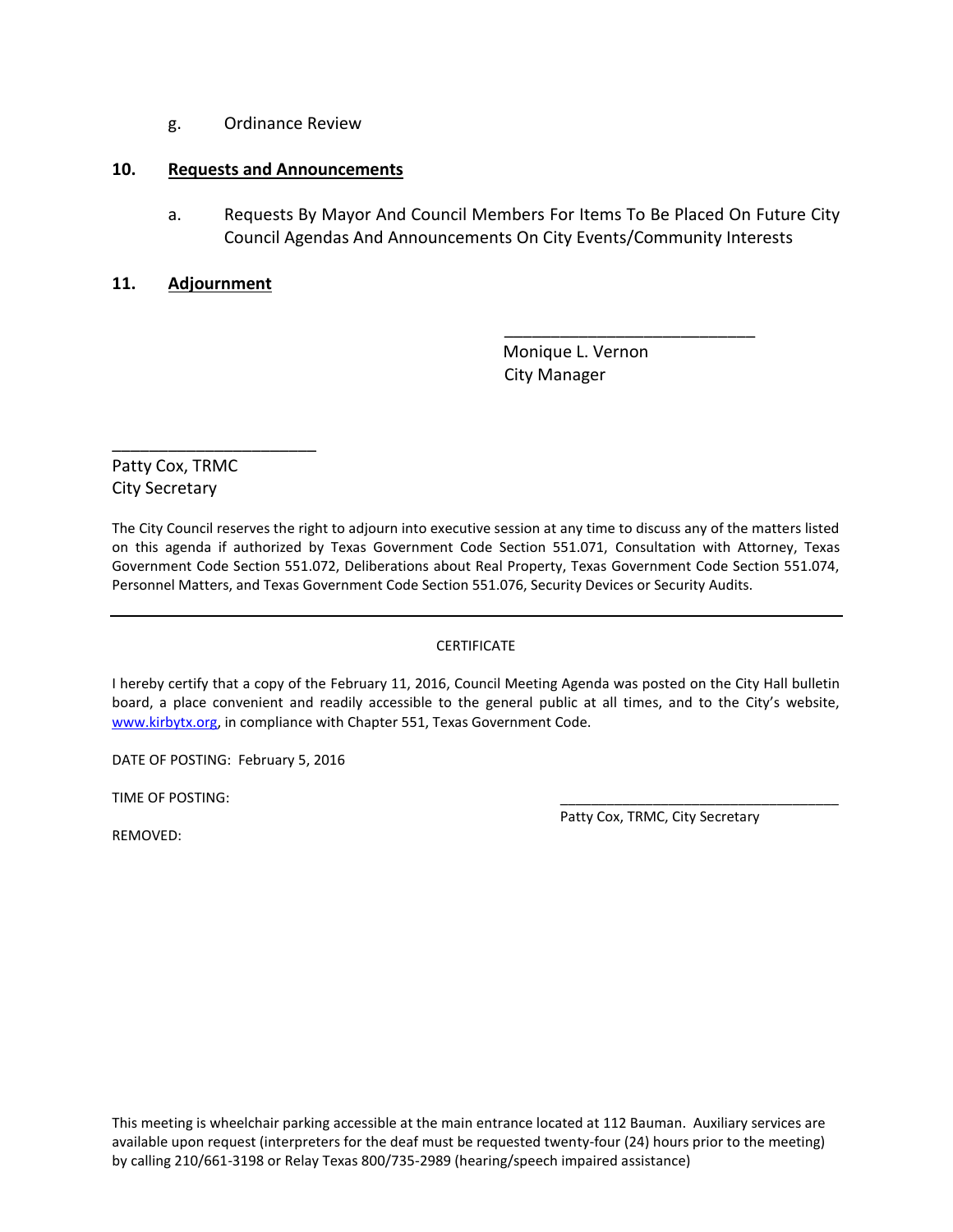g. Ordinance Review

## 10. Requests and Announcements

a. Requests By Mayor And Council Members For Items To Be Placed On Future City Council Agendas And Announcements On City Events/Community Interests

## 11. Adjournment

\_\_\_\_\_\_\_\_\_\_\_\_\_\_\_\_\_\_\_\_\_\_\_\_\_\_\_\_\_\_
Monique L. Vernon
City Manager

\_\_\_\_\_\_\_\_\_\_\_\_\_\_\_\_\_\_\_\_\_\_\_\_\_\_\_\_\_\_
Patty Cox, TRMC
City Secretary

The City Council reserves the right to adjourn into executive session at any time to discuss any of the matters listed on this agenda if authorized by Texas Government Code Section 551.071, Consultation with Attorney, Texas Government Code Section 551.072, Deliberations about Real Property, Texas Government Code Section 551.074, Personnel Matters, and Texas Government Code Section 551.076, Security Devices or Security Audits.

---

CERTIFICATE

I hereby certify that a copy of the February 11, 2016, Council Meeting Agenda was posted on the City Hall bulletin board, a place convenient and readily accessible to the general public at all times, and to the City's website, www.kirbytx.org, in compliance with Chapter 551, Texas Government Code.

DATE OF POSTING: February 5, 2016

TIME OF POSTING:

\_\_\_\_\_\_\_\_\_\_\_\_\_\_\_\_\_\_\_\_\_\_\_\_\_\_\_\_\_\_
Patty Cox, TRMC, City Secretary

REMOVED:

This meeting is wheelchair parking accessible at the main entrance located at 112 Bauman. Auxiliary services are available upon request (interpreters for the deaf must be requested twenty-four (24) hours prior to the meeting) by calling 210/661-3198 or Relay Texas 800/735-2989 (hearing/speech impaired assistance)